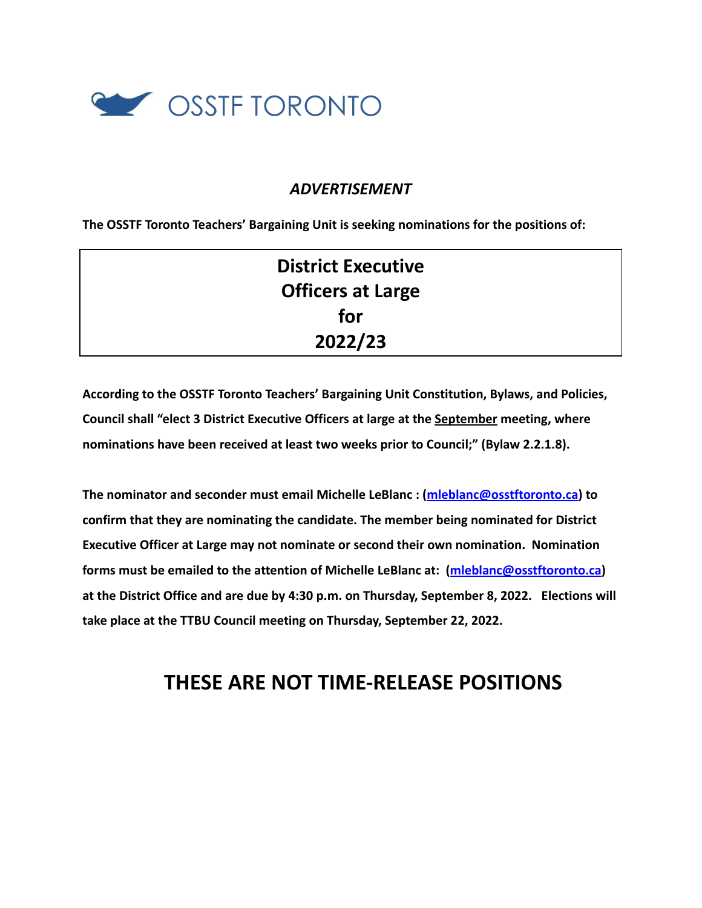OSSTF TORONTO

*ADVERTISEMENT*

**The OSSTF Toronto Teachers' Bargaining Unit is seeking nominations for the positions of:**

## District Executive Officers at Large for 2022/23

**According to the OSSTF Toronto Teachers' Bargaining Unit Constitution, Bylaws, and Policies, Council shall "elect 3 District Executive Officers at large at the September meeting, where nominations have been received at least two weeks prior to Council;" (Bylaw 2.2.1.8).**

**The nominator and seconder must email Michelle LeBlanc : (mleblanc@osstftoronto.ca) to confirm that they are nominating the candidate. The member being nominated for District Executive Officer at Large may not nominate or second their own nomination. Nomination forms must be emailed to the attention of Michelle LeBlanc at: (mleblanc@osstftoronto.ca) at the District Office and are due by 4:30 p.m. on Thursday, September 8, 2022. Elections will take place at the TTBU Council meeting on Thursday, September 22, 2022.**

## THESE ARE NOT TIME-RELEASE POSITIONS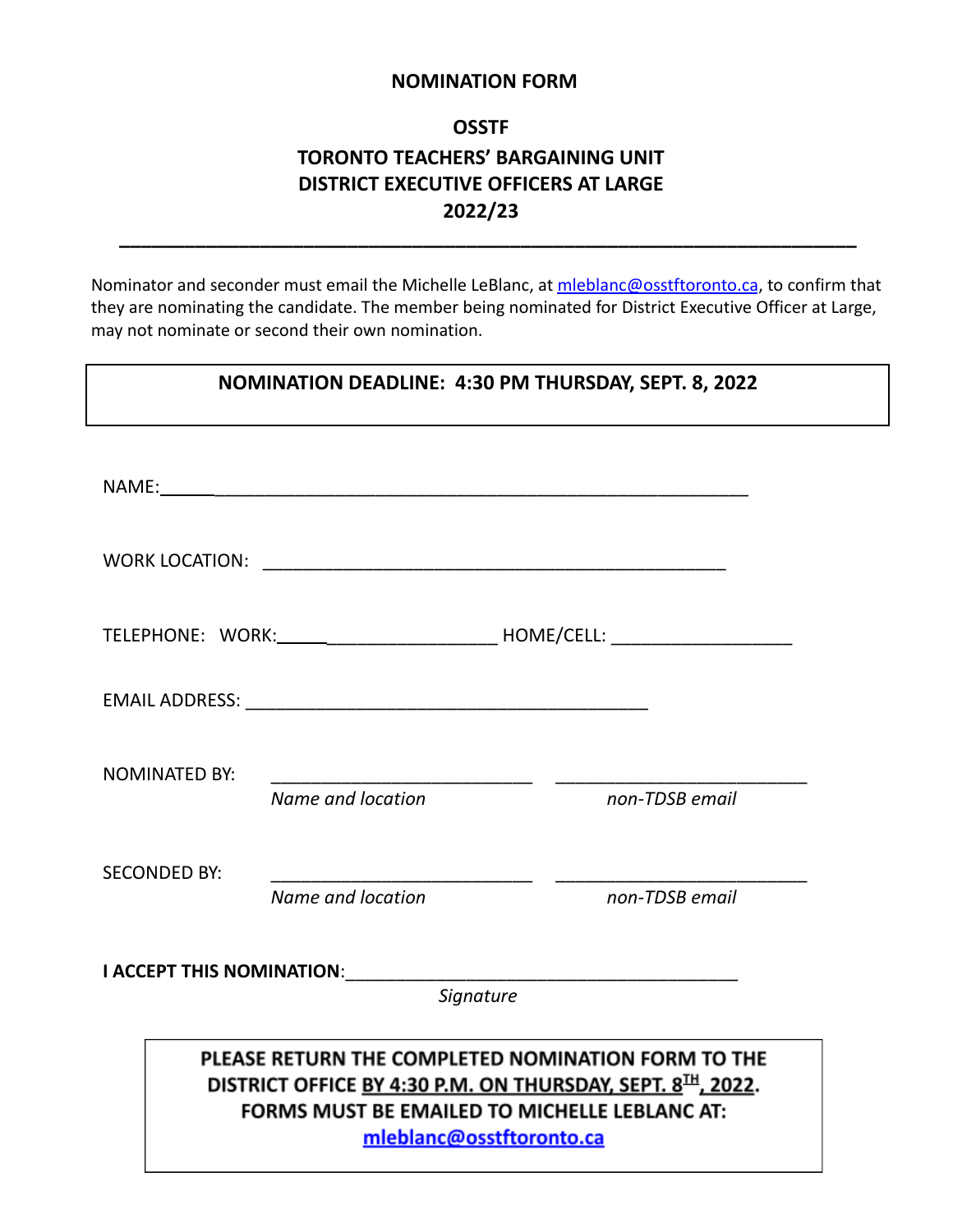# NOMINATION FORM

## OSSTF
## TORONTO TEACHERS' BARGAINING UNIT
## DISTRICT EXECUTIVE OFFICERS AT LARGE
## 2022/23

---

Nominator and seconder must email the Michelle LeBlanc, at mleblanc@osstftoronto.ca, to confirm that they are nominating the candidate. The member being nominated for District Executive Officer at Large, may not nominate or second their own nomination.

**NOMINATION DEADLINE: 4:30 PM THURSDAY, SEPT. 8, 2022**

NAME:___________________________________________________________

WORK LOCATION: _________________________________________________

TELEPHONE: WORK:______________________ HOME/CELL: __________________

EMAIL ADDRESS: ___________________________________________

NOMINATED BY: ___________________________ ___________________________
*Name and location* *non-TDSB email*

SECONDED BY: ___________________________ ___________________________
*Name and location* *non-TDSB email*

**I ACCEPT THIS NOMINATION**:_________________________________________
*Signature*

**PLEASE RETURN THE COMPLETED NOMINATION FORM TO THE DISTRICT OFFICE BY 4:30 P.M. ON THURSDAY, SEPT. 8TH, 2022. FORMS MUST BE EMAILED TO MICHELLE LEBLANC AT: mleblanc@osstftoronto.ca**